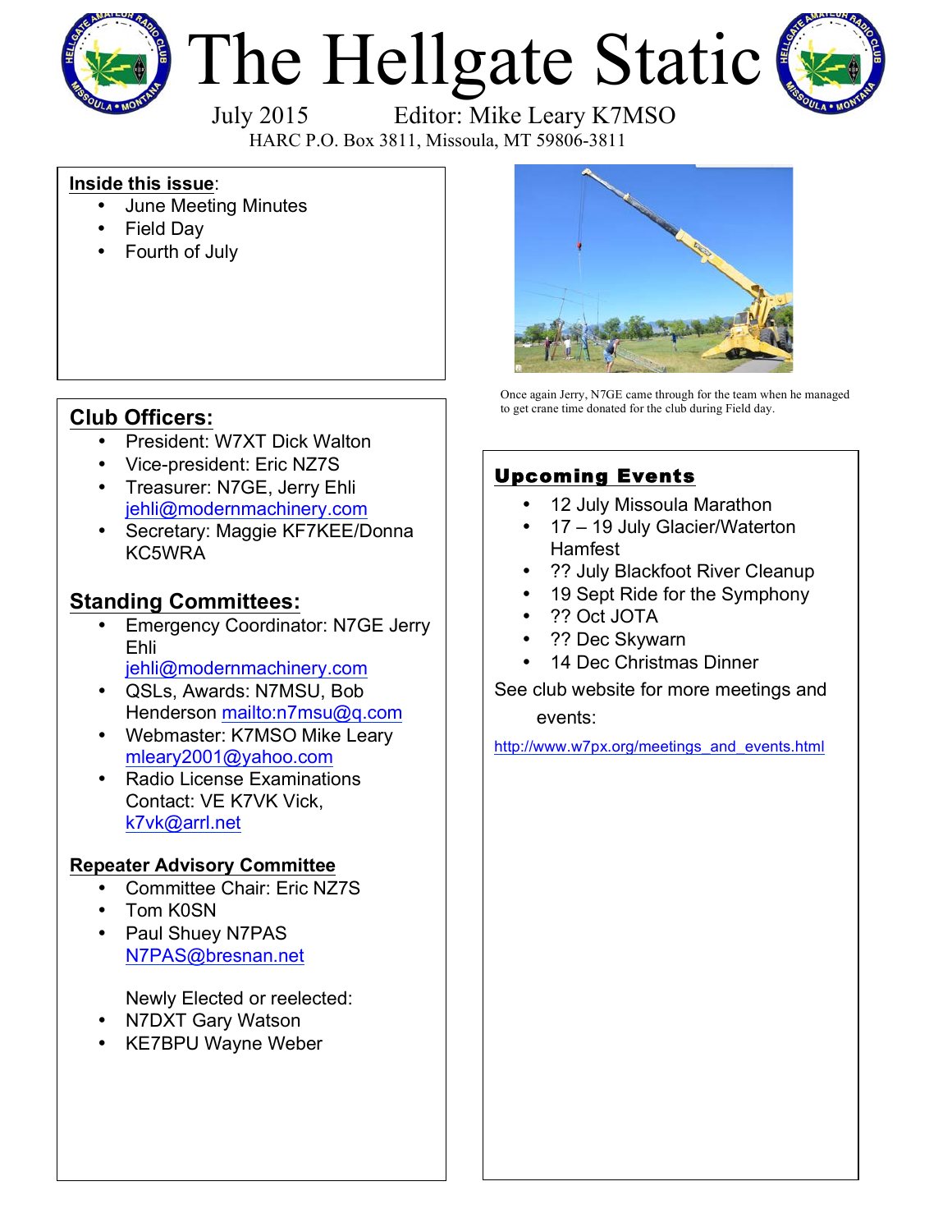# The Hellgate Static

July 2015 Editor: Mike Leary K7MSO

HARC P.O. Box 3811, Missoula, MT 59806-3811

**Inside this issue**:

- June Meeting Minutes
- Field Day
- Fourth of July

Once again Jerry, N7GE came through for the team when he managed to get crane time donated for the club during Field day.

## Club Officers:

- President: W7XT Dick Walton
- Vice-president: Eric NZ7S
- Treasurer: N7GE, Jerry Ehli jehli@modernmachinery.com
- Secretary: Maggie KF7KEE/Donna KC5WRA

## Standing Committees:

- Emergency Coordinator: N7GE Jerry Ehli jehli@modernmachinery.com
- QSLs, Awards: N7MSU, Bob Henderson mailto:n7msu@q.com
- Webmaster: K7MSO Mike Leary mleary2001@yahoo.com
- Radio License Examinations Contact: VE K7VK Vick, k7vk@arrl.net

### Repeater Advisory Committee

- Committee Chair: Eric NZ7S
- Tom K0SN
- Paul Shuey N7PAS N7PAS@bresnan.net

Newly Elected or reelected:

- N7DXT Gary Watson
- KE7BPU Wayne Weber

## Upcoming Events

- 12 July Missoula Marathon
- 17 – 19 July Glacier/Waterton Hamfest
- ?? July Blackfoot River Cleanup
- 19 Sept Ride for the Symphony
- ?? Oct JOTA
- ?? Dec Skywarn
- 14 Dec Christmas Dinner

See club website for more meetings and events:

http://www.w7px.org/meetings_and_events.html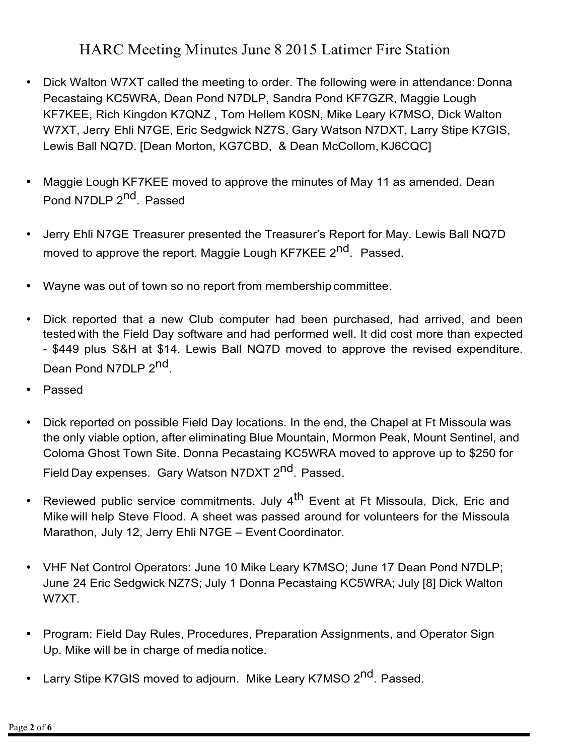# HARC Meeting Minutes June 8 2015 Latimer Fire Station

- Dick Walton W7XT called the meeting to order. The following were in attendance: Donna Pecastaing KC5WRA, Dean Pond N7DLP, Sandra Pond KF7GZR, Maggie Lough KF7KEE, Rich Kingdon K7QNZ , Tom Hellem K0SN, Mike Leary K7MSO, Dick Walton W7XT, Jerry Ehli N7GE, Eric Sedgwick NZ7S, Gary Watson N7DXT, Larry Stipe K7GIS, Lewis Ball NQ7D. [Dean Morton, KG7CBD, & Dean McCollom, KJ6CQC]

- Maggie Lough KF7KEE moved to approve the minutes of May 11 as amended. Dean Pond N7DLP 2nd. Passed

- Jerry Ehli N7GE Treasurer presented the Treasurer's Report for May. Lewis Ball NQ7D moved to approve the report. Maggie Lough KF7KEE 2nd. Passed.

- Wayne was out of town so no report from membership committee.

- Dick reported that a new Club computer had been purchased, had arrived, and been tested with the Field Day software and had performed well. It did cost more than expected - $449 plus S&H at $14. Lewis Ball NQ7D moved to approve the revised expenditure. Dean Pond N7DLP 2nd.

- Passed

- Dick reported on possible Field Day locations. In the end, the Chapel at Ft Missoula was the only viable option, after eliminating Blue Mountain, Mormon Peak, Mount Sentinel, and Coloma Ghost Town Site. Donna Pecastaing KC5WRA moved to approve up to $250 for Field Day expenses. Gary Watson N7DXT 2nd. Passed.

- Reviewed public service commitments. July 4th Event at Ft Missoula, Dick, Eric and Mike will help Steve Flood. A sheet was passed around for volunteers for the Missoula Marathon, July 12, Jerry Ehli N7GE – Event Coordinator.

- VHF Net Control Operators: June 10 Mike Leary K7MSO; June 17 Dean Pond N7DLP; June 24 Eric Sedgwick NZ7S; July 1 Donna Pecastaing KC5WRA; July [8] Dick Walton W7XT.

- Program: Field Day Rules, Procedures, Preparation Assignments, and Operator Sign Up. Mike will be in charge of media notice.

- Larry Stipe K7GIS moved to adjourn. Mike Leary K7MSO 2nd. Passed.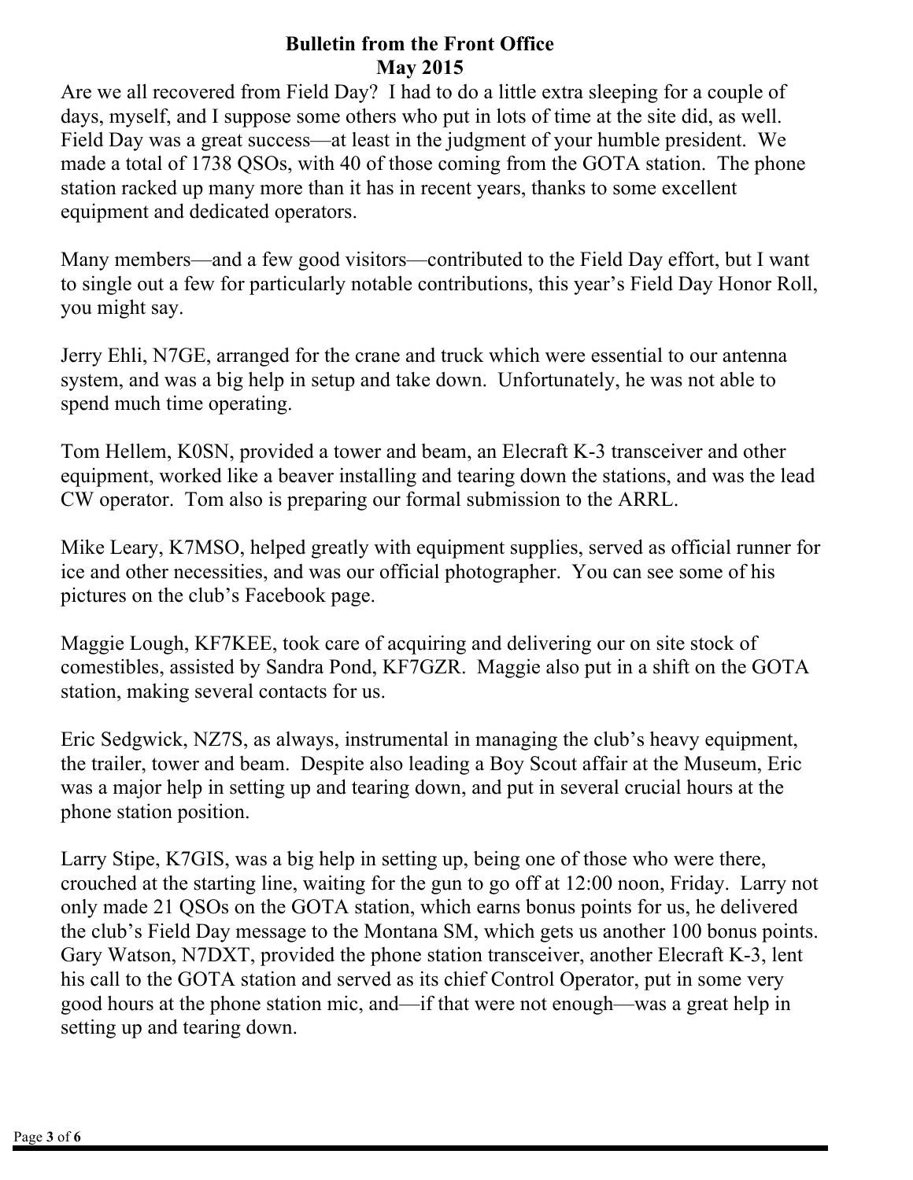# Bulletin from the Front Office
## May 2015

Are we all recovered from Field Day? I had to do a little extra sleeping for a couple of days, myself, and I suppose some others who put in lots of time at the site did, as well. Field Day was a great success—at least in the judgment of your humble president. We made a total of 1738 QSOs, with 40 of those coming from the GOTA station. The phone station racked up many more than it has in recent years, thanks to some excellent equipment and dedicated operators.

Many members—and a few good visitors—contributed to the Field Day effort, but I want to single out a few for particularly notable contributions, this year's Field Day Honor Roll, you might say.

Jerry Ehli, N7GE, arranged for the crane and truck which were essential to our antenna system, and was a big help in setup and take down. Unfortunately, he was not able to spend much time operating.

Tom Hellem, K0SN, provided a tower and beam, an Elecraft K-3 transceiver and other equipment, worked like a beaver installing and tearing down the stations, and was the lead CW operator. Tom also is preparing our formal submission to the ARRL.

Mike Leary, K7MSO, helped greatly with equipment supplies, served as official runner for ice and other necessities, and was our official photographer. You can see some of his pictures on the club's Facebook page.

Maggie Lough, KF7KEE, took care of acquiring and delivering our on site stock of comestibles, assisted by Sandra Pond, KF7GZR. Maggie also put in a shift on the GOTA station, making several contacts for us.

Eric Sedgwick, NZ7S, as always, instrumental in managing the club's heavy equipment, the trailer, tower and beam. Despite also leading a Boy Scout affair at the Museum, Eric was a major help in setting up and tearing down, and put in several crucial hours at the phone station position.

Larry Stipe, K7GIS, was a big help in setting up, being one of those who were there, crouched at the starting line, waiting for the gun to go off at 12:00 noon, Friday. Larry not only made 21 QSOs on the GOTA station, which earns bonus points for us, he delivered the club's Field Day message to the Montana SM, which gets us another 100 bonus points. Gary Watson, N7DXT, provided the phone station transceiver, another Elecraft K-3, lent his call to the GOTA station and served as its chief Control Operator, put in some very good hours at the phone station mic, and—if that were not enough—was a great help in setting up and tearing down.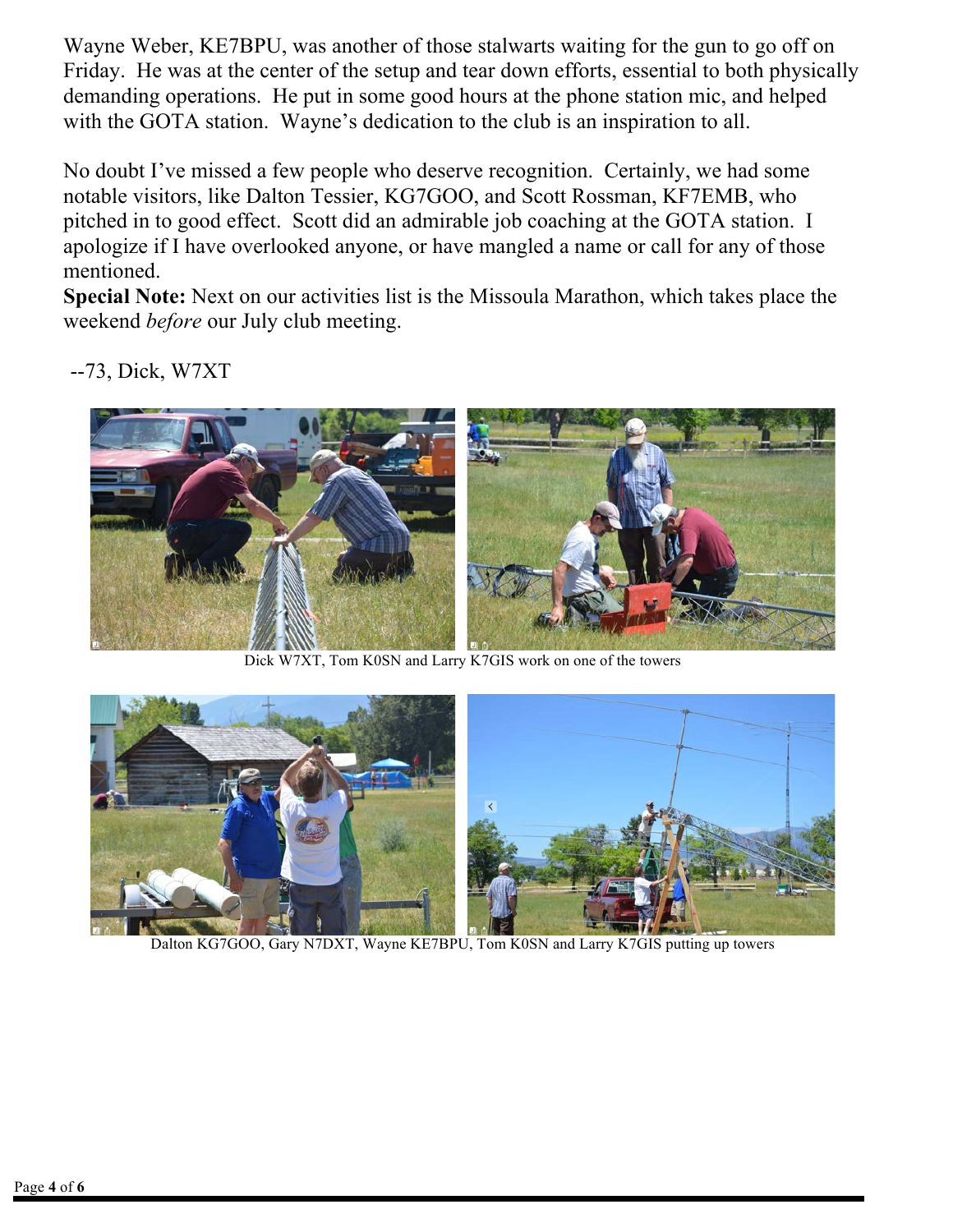Wayne Weber, KE7BPU, was another of those stalwarts waiting for the gun to go off on Friday. He was at the center of the setup and tear down efforts, essential to both physically demanding operations. He put in some good hours at the phone station mic, and helped with the GOTA station. Wayne's dedication to the club is an inspiration to all.

No doubt I've missed a few people who deserve recognition. Certainly, we had some notable visitors, like Dalton Tessier, KG7GOO, and Scott Rossman, KF7EMB, who pitched in to good effect. Scott did an admirable job coaching at the GOTA station. I apologize if I have overlooked anyone, or have mangled a name or call for any of those mentioned.

**Special Note:** Next on our activities list is the Missoula Marathon, which takes place the weekend *before* our July club meeting.

--73, Dick, W7XT

Dick W7XT, Tom K0SN and Larry K7GIS work on one of the towers

Dalton KG7GOO, Gary N7DXT, Wayne KE7BPU, Tom K0SN and Larry K7GIS putting up towers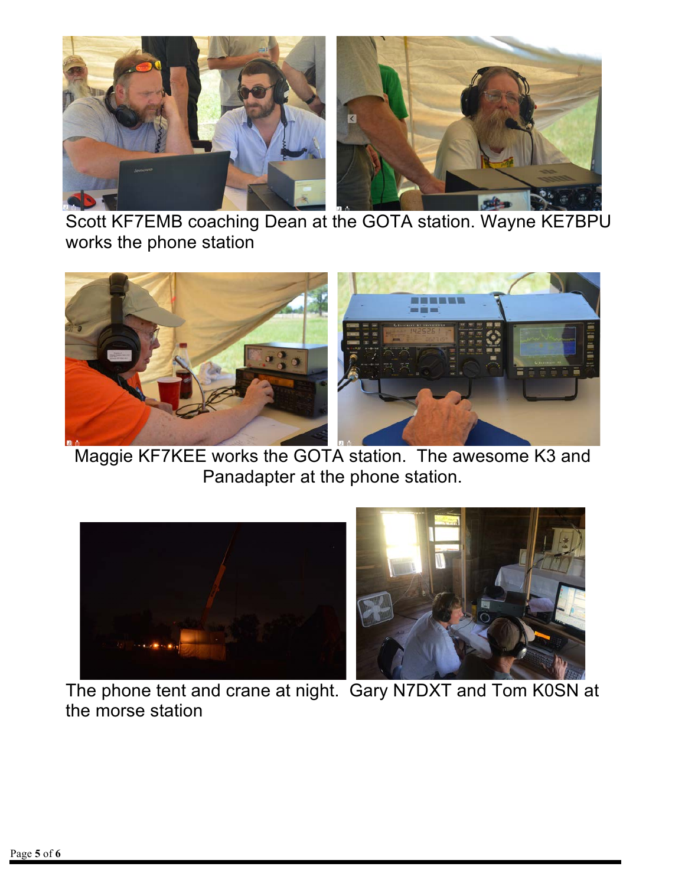Scott KF7EMB coaching Dean at the GOTA station. Wayne KE7BPU works the phone station

Maggie KF7KEE works the GOTA station. The awesome K3 and Panadapter at the phone station.

The phone tent and crane at night. Gary N7DXT and Tom K0SN at the morse station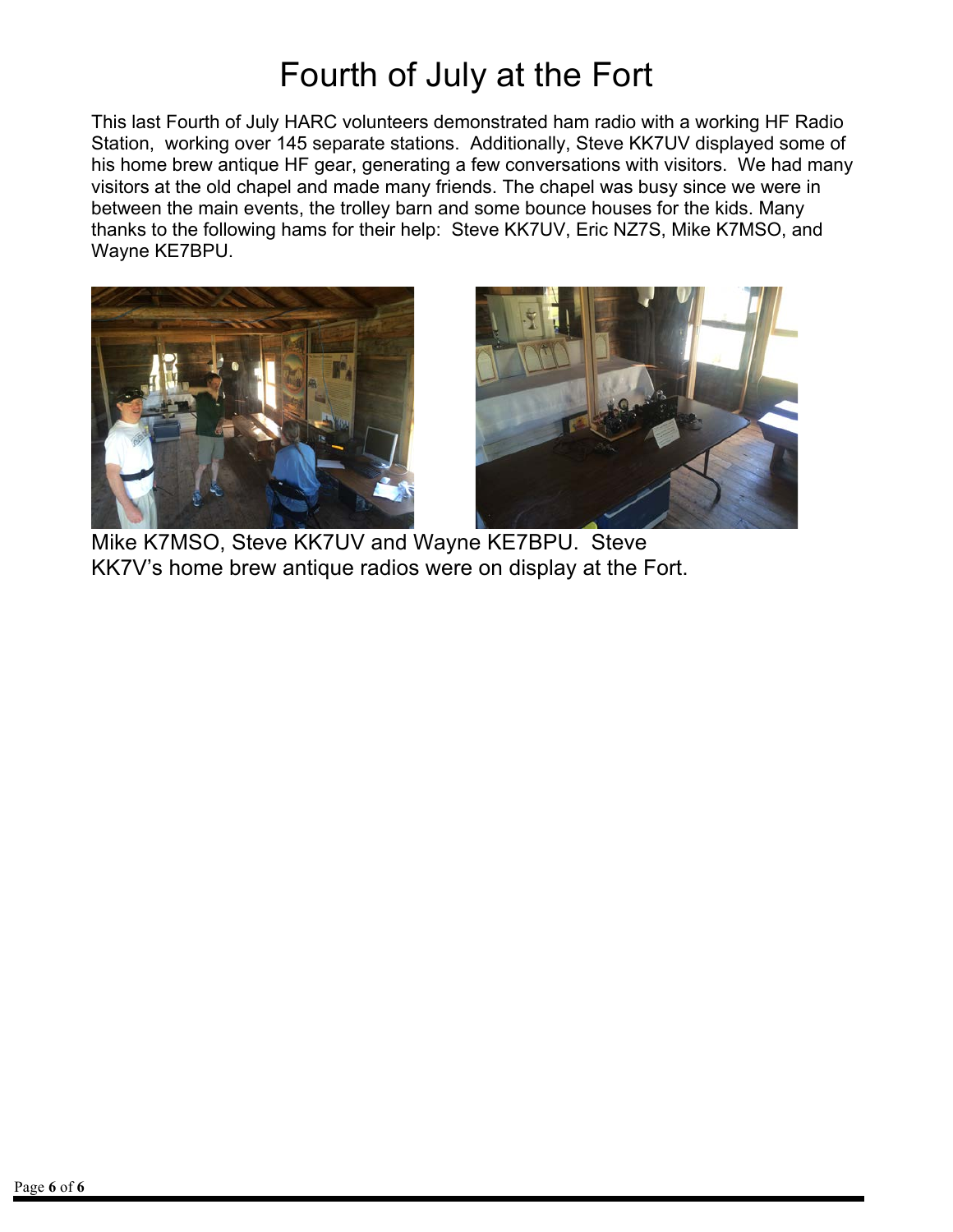# Fourth of July at the Fort

This last Fourth of July HARC volunteers demonstrated ham radio with a working HF Radio Station, working over 145 separate stations. Additionally, Steve KK7UV displayed some of his home brew antique HF gear, generating a few conversations with visitors. We had many visitors at the old chapel and made many friends. The chapel was busy since we were in between the main events, the trolley barn and some bounce houses for the kids. Many thanks to the following hams for their help: Steve KK7UV, Eric NZ7S, Mike K7MSO, and Wayne KE7BPU.

Mike K7MSO, Steve KK7UV and Wayne KE7BPU. Steve KK7V's home brew antique radios were on display at the Fort.